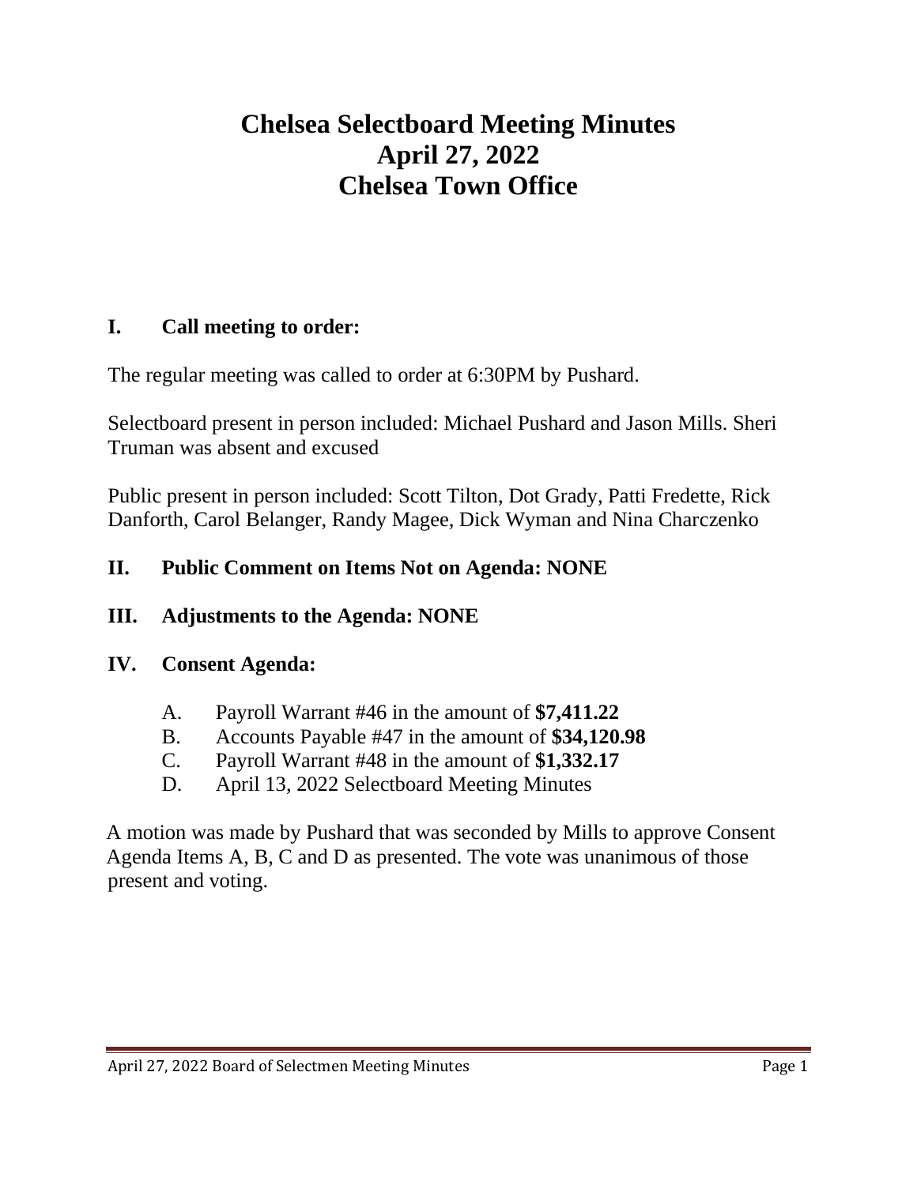# Chelsea Selectboard Meeting Minutes
# April 27, 2022
# Chelsea Town Office

## I. Call meeting to order:

The regular meeting was called to order at 6:30PM by Pushard.

Selectboard present in person included: Michael Pushard and Jason Mills. Sheri Truman was absent and excused

Public present in person included: Scott Tilton, Dot Grady, Patti Fredette, Rick Danforth, Carol Belanger, Randy Magee, Dick Wyman and Nina Charczenko

## II. Public Comment on Items Not on Agenda: NONE

## III. Adjustments to the Agenda: NONE

## IV. Consent Agenda:

A. Payroll Warrant #46 in the amount of **$7,411.22**
B. Accounts Payable #47 in the amount of **$34,120.98**
C. Payroll Warrant #48 in the amount of **$1,332.17**
D. April 13, 2022 Selectboard Meeting Minutes

A motion was made by Pushard that was seconded by Mills to approve Consent Agenda Items A, B, C and D as presented. The vote was unanimous of those present and voting.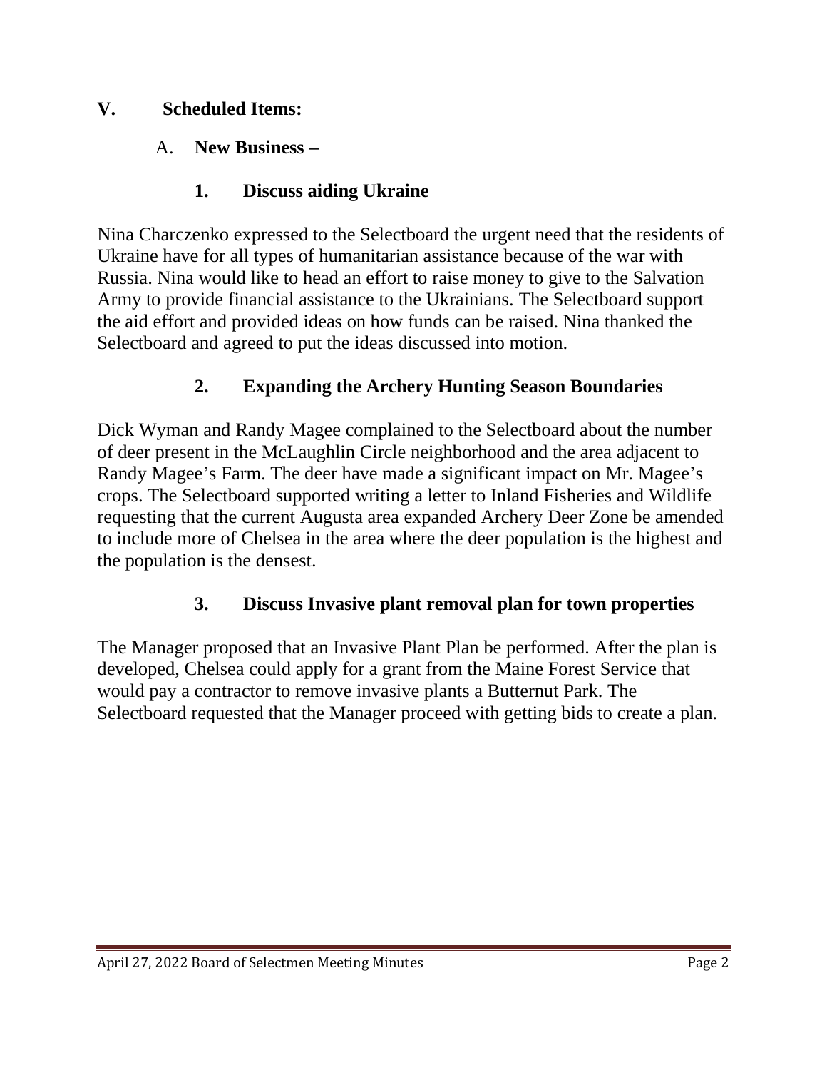## V. Scheduled Items:

### A. New Business –

#### 1. Discuss aiding Ukraine

Nina Charczenko expressed to the Selectboard the urgent need that the residents of Ukraine have for all types of humanitarian assistance because of the war with Russia. Nina would like to head an effort to raise money to give to the Salvation Army to provide financial assistance to the Ukrainians. The Selectboard support the aid effort and provided ideas on how funds can be raised. Nina thanked the Selectboard and agreed to put the ideas discussed into motion.

#### 2. Expanding the Archery Hunting Season Boundaries

Dick Wyman and Randy Magee complained to the Selectboard about the number of deer present in the McLaughlin Circle neighborhood and the area adjacent to Randy Magee's Farm. The deer have made a significant impact on Mr. Magee's crops. The Selectboard supported writing a letter to Inland Fisheries and Wildlife requesting that the current Augusta area expanded Archery Deer Zone be amended to include more of Chelsea in the area where the deer population is the highest and the population is the densest.

#### 3. Discuss Invasive plant removal plan for town properties

The Manager proposed that an Invasive Plant Plan be performed. After the plan is developed, Chelsea could apply for a grant from the Maine Forest Service that would pay a contractor to remove invasive plants a Butternut Park. The Selectboard requested that the Manager proceed with getting bids to create a plan.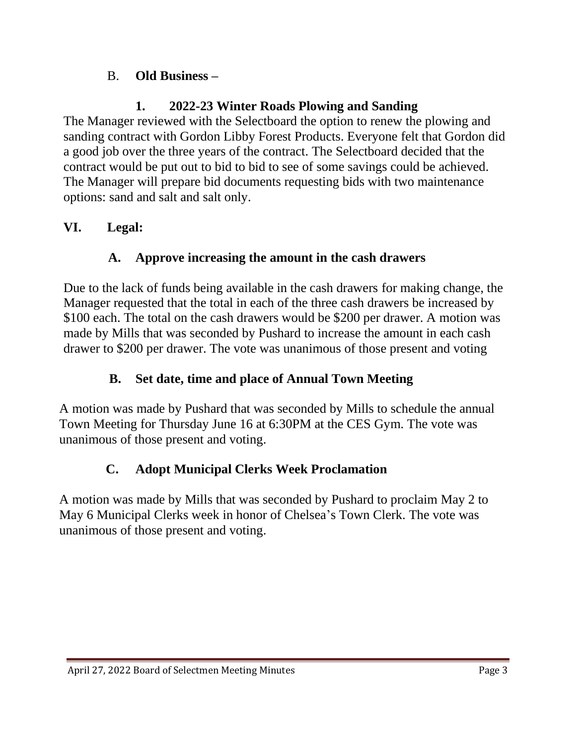## B. **Old Business –**

### **1. 2022-23 Winter Roads Plowing and Sanding**

The Manager reviewed with the Selectboard the option to renew the plowing and sanding contract with Gordon Libby Forest Products. Everyone felt that Gordon did a good job over the three years of the contract. The Selectboard decided that the contract would be put out to bid to bid to see of some savings could be achieved. The Manager will prepare bid documents requesting bids with two maintenance options: sand and salt and salt only.

## **VI. Legal:**

### **A. Approve increasing the amount in the cash drawers**

Due to the lack of funds being available in the cash drawers for making change, the Manager requested that the total in each of the three cash drawers be increased by $100 each. The total on the cash drawers would be $200 per drawer. A motion was made by Mills that was seconded by Pushard to increase the amount in each cash drawer to $200 per drawer. The vote was unanimous of those present and voting

### **B. Set date, time and place of Annual Town Meeting**

A motion was made by Pushard that was seconded by Mills to schedule the annual Town Meeting for Thursday June 16 at 6:30PM at the CES Gym. The vote was unanimous of those present and voting.

### **C. Adopt Municipal Clerks Week Proclamation**

A motion was made by Mills that was seconded by Pushard to proclaim May 2 to May 6 Municipal Clerks week in honor of Chelsea's Town Clerk. The vote was unanimous of those present and voting.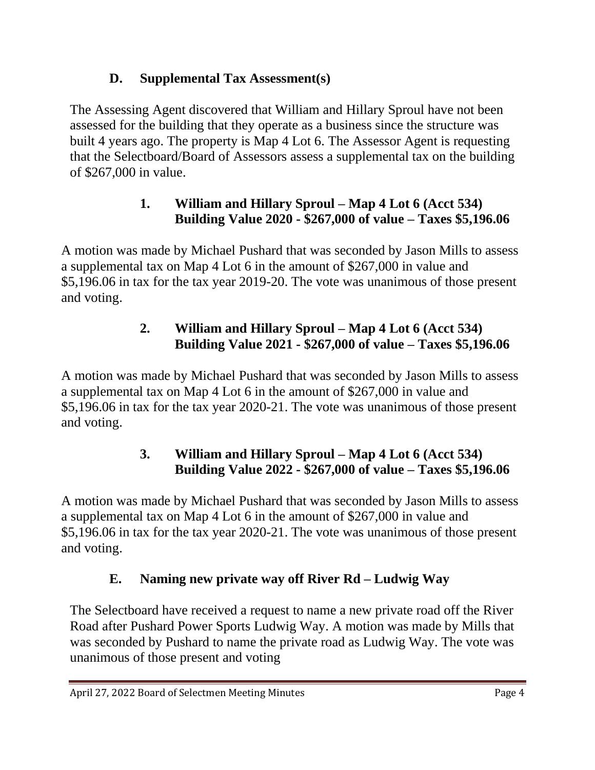## D. Supplemental Tax Assessment(s)

The Assessing Agent discovered that William and Hillary Sproul have not been assessed for the building that they operate as a business since the structure was built 4 years ago. The property is Map 4 Lot 6. The Assessor Agent is requesting that the Selectboard/Board of Assessors assess a supplemental tax on the building of $267,000 in value.

### 1. William and Hillary Sproul – Map 4 Lot 6 (Acct 534) Building Value 2020 - $267,000 of value – Taxes $5,196.06

A motion was made by Michael Pushard that was seconded by Jason Mills to assess a supplemental tax on Map 4 Lot 6 in the amount of $267,000 in value and $5,196.06 in tax for the tax year 2019-20. The vote was unanimous of those present and voting.

### 2. William and Hillary Sproul – Map 4 Lot 6 (Acct 534) Building Value 2021 - $267,000 of value – Taxes $5,196.06

A motion was made by Michael Pushard that was seconded by Jason Mills to assess a supplemental tax on Map 4 Lot 6 in the amount of $267,000 in value and $5,196.06 in tax for the tax year 2020-21. The vote was unanimous of those present and voting.

### 3. William and Hillary Sproul – Map 4 Lot 6 (Acct 534) Building Value 2022 - $267,000 of value – Taxes $5,196.06

A motion was made by Michael Pushard that was seconded by Jason Mills to assess a supplemental tax on Map 4 Lot 6 in the amount of $267,000 in value and $5,196.06 in tax for the tax year 2020-21. The vote was unanimous of those present and voting.

## E. Naming new private way off River Rd – Ludwig Way

The Selectboard have received a request to name a new private road off the River Road after Pushard Power Sports Ludwig Way. A motion was made by Mills that was seconded by Pushard to name the private road as Ludwig Way. The vote was unanimous of those present and voting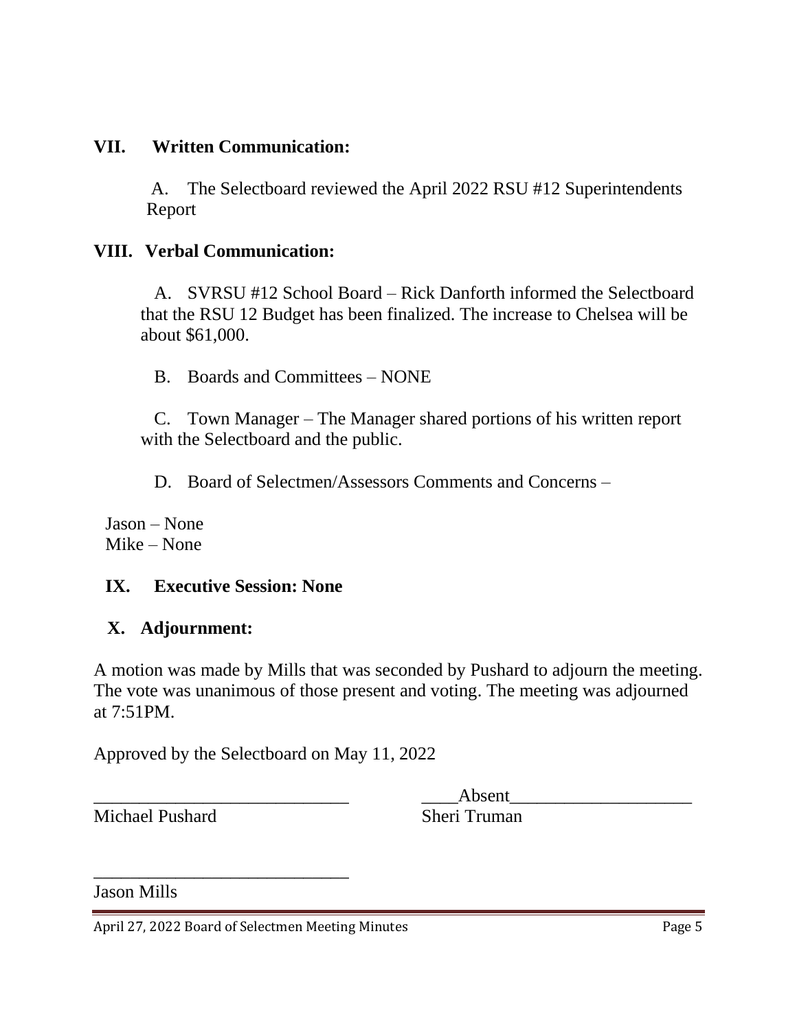## VII. Written Communication:

A. The Selectboard reviewed the April 2022 RSU #12 Superintendents Report

## VIII. Verbal Communication:

A. SVRSU #12 School Board – Rick Danforth informed the Selectboard that the RSU 12 Budget has been finalized. The increase to Chelsea will be about $61,000.

B. Boards and Committees – NONE

C. Town Manager – The Manager shared portions of his written report with the Selectboard and the public.

D. Board of Selectmen/Assessors Comments and Concerns –

Jason – None
Mike – None

## IX. Executive Session: None

## X. Adjournment:

A motion was made by Mills that was seconded by Pushard to adjourn the meeting. The vote was unanimous of those present and voting. The meeting was adjourned at 7:51PM.

Approved by the Selectboard on May 11, 2022

____________________________ ____Absent____________________

Michael Pushard Sheri Truman

____________________________

Jason Mills